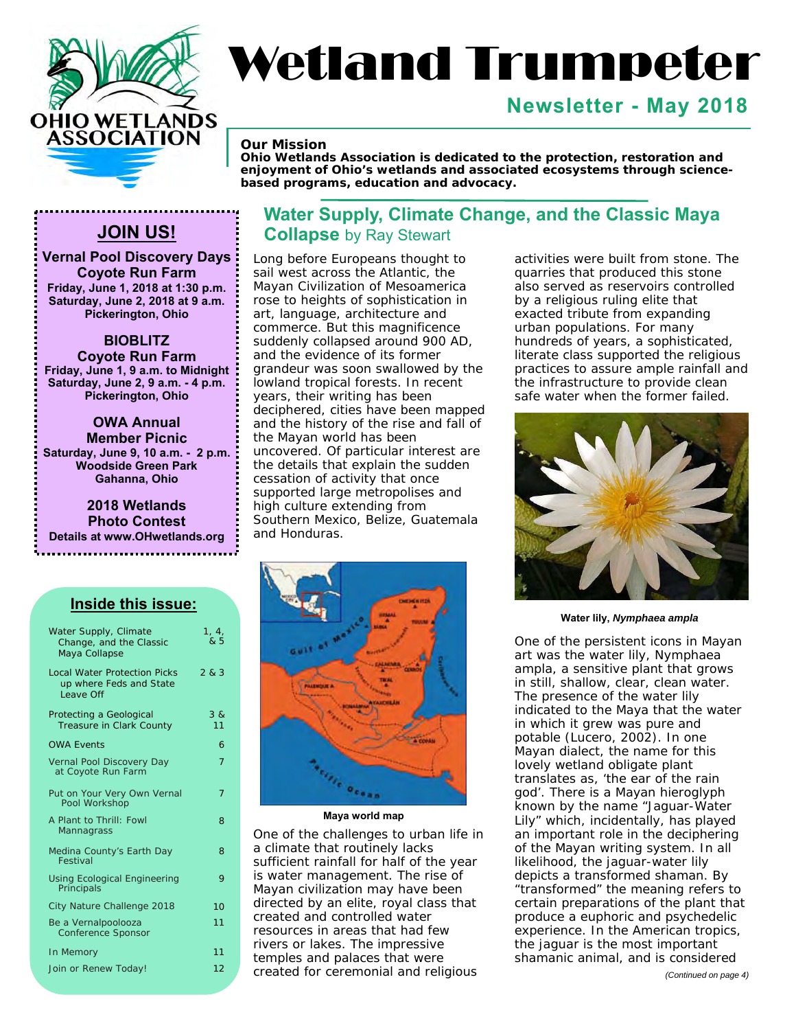# Wetland Trumpeter

OHIO WETLANDS ASSOCIATION

## Newsletter - May 2018

**Our Mission**
**Ohio Wetlands Association is dedicated to the protection, restoration and enjoyment of Ohio's wetlands and associated ecosystems through science-based programs, education and advocacy.**

### JOIN US!

**Vernal Pool Discovery Days**
**Coyote Run Farm**
**Friday, June 1, 2018 at 1:30 p.m.**
**Saturday, June 2, 2018 at 9 a.m.**
**Pickerington, Ohio**

**BIOBLITZ**
**Coyote Run Farm**
**Friday, June 1, 9 a.m. to Midnight**
**Saturday, June 2, 9 a.m. - 4 p.m.**
**Pickerington, Ohio**

**OWA Annual Member Picnic**
**Saturday, June 9, 10 a.m. - 2 p.m.**
**Woodside Green Park**
**Gahanna, Ohio**

**2018 Wetlands Photo Contest**
**Details at www.OHwetlands.org**

### Inside this issue:

| | |
|---|---|
| Water Supply, Climate Change, and the Classic Maya Collapse | 1, 4, & 5 |
| Local Water Protection Picks up where Feds and State Leave Off | 2 & 3 |
| Protecting a Geological Treasure in Clark County | 3 & 11 |
| OWA Events | 6 |
| Vernal Pool Discovery Day at Coyote Run Farm | 7 |
| Put on Your Very Own Vernal Pool Workshop | 7 |
| A Plant to Thrill: Fowl Mannagrass | 8 |
| Medina County's Earth Day Festival | 8 |
| Using Ecological Engineering Principals | 9 |
| City Nature Challenge 2018 | 10 |
| Be a Vernalpoolooza Conference Sponsor | 11 |
| In Memory | 11 |
| Join or Renew Today! | 12 |

## Water Supply, Climate Change, and the Classic Maya Collapse by Ray Stewart

Long before Europeans thought to sail west across the Atlantic, the Mayan Civilization of Mesoamerica rose to heights of sophistication in art, language, architecture and commerce. But this magnificence suddenly collapsed around 900 AD, and the evidence of its former grandeur was soon swallowed by the lowland tropical forests. In recent years, their writing has been deciphered, cities have been mapped and the history of the rise and fall of the Mayan world has been uncovered. Of particular interest are the details that explain the sudden cessation of activity that once supported large metropolises and high culture extending from Southern Mexico, Belize, Guatemala and Honduras.

Maya world map

One of the challenges to urban life in a climate that routinely lacks sufficient rainfall for half of the year is water management. The rise of Mayan civilization may have been directed by an elite, royal class that created and controlled water resources in areas that had few rivers or lakes. The impressive temples and palaces that were created for ceremonial and religious activities were built from stone. The quarries that produced this stone also served as reservoirs controlled by a religious ruling elite that exacted tribute from expanding urban populations. For many hundreds of years, a sophisticated, literate class supported the religious practices to assure ample rainfall and the infrastructure to provide clean safe water when the former failed.

Water lily, *Nymphaea ampla*

One of the persistent icons in Mayan art was the water lily, Nymphaea ampla, a sensitive plant that grows in still, shallow, clear, clean water. The presence of the water lily indicated to the Maya that the water in which it grew was pure and potable (Lucero, 2002). In one Mayan dialect, the name for this lovely wetland obligate plant translates as, 'the ear of the rain god'. There is a Mayan hieroglyph known by the name "Jaguar-Water Lily" which, incidentally, has played an important role in the deciphering of the Mayan writing system. In all likelihood, the jaguar-water lily depicts a transformed shaman. By "transformed" the meaning refers to certain preparations of the plant that produce a euphoric and psychedelic experience. In the American tropics, the jaguar is the most important shamanic animal, and is considered

*(Continued on page 4)*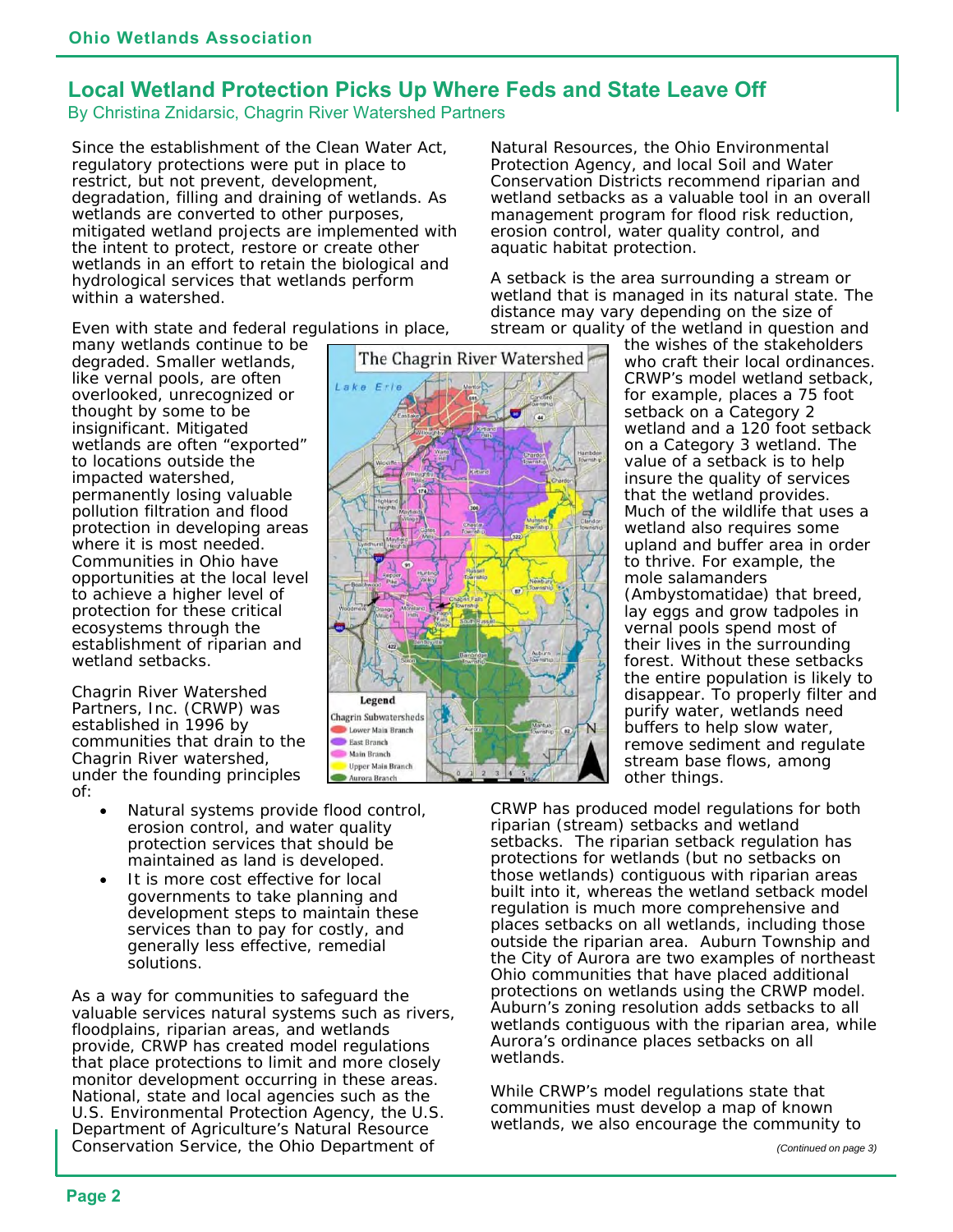## Local Wetland Protection Picks Up Where Feds and State Leave Off

By Christina Znidarsic, Chagrin River Watershed Partners

Since the establishment of the Clean Water Act, regulatory protections were put in place to restrict, but not prevent, development, degradation, filling and draining of wetlands. As wetlands are converted to other purposes, mitigated wetland projects are implemented with the intent to protect, restore or create other wetlands in an effort to retain the biological and hydrological services that wetlands perform within a watershed.

Even with state and federal regulations in place, many wetlands continue to be degraded. Smaller wetlands, like vernal pools, are often overlooked, unrecognized or thought by some to be insignificant. Mitigated wetlands are often "exported" to locations outside the impacted watershed, permanently losing valuable pollution filtration and flood protection in developing areas where it is most needed. Communities in Ohio have opportunities at the local level to achieve a higher level of protection for these critical ecosystems through the establishment of riparian and wetland setbacks.

Chagrin River Watershed Partners, Inc. (CRWP) was established in 1996 by communities that drain to the Chagrin River watershed, under the founding principles of:

- Natural systems provide flood control, erosion control, and water quality protection services that should be maintained as land is developed.
- It is more cost effective for local governments to take planning and development steps to maintain these services than to pay for costly, and generally less effective, remedial solutions.

As a way for communities to safeguard the valuable services natural systems such as rivers, floodplains, riparian areas, and wetlands provide, CRWP has created model regulations that place protections to limit and more closely monitor development occurring in these areas. National, state and local agencies such as the U.S. Environmental Protection Agency, the U.S. Department of Agriculture's Natural Resource Conservation Service, the Ohio Department of Natural Resources, the Ohio Environmental Protection Agency, and local Soil and Water Conservation Districts recommend riparian and wetland setbacks as a valuable tool in an overall management program for flood risk reduction, erosion control, water quality control, and aquatic habitat protection.

A setback is the area surrounding a stream or wetland that is managed in its natural state. The distance may vary depending on the size of stream or quality of the wetland in question and the wishes of the stakeholders who craft their local ordinances. CRWP's model wetland setback, for example, places a 75 foot setback on a Category 2 wetland and a 120 foot setback on a Category 3 wetland. The value of a setback is to help insure the quality of services that the wetland provides. Much of the wildlife that uses a wetland also requires some upland and buffer area in order to thrive. For example, the mole salamanders (Ambystomatidae) that breed, lay eggs and grow tadpoles in vernal pools spend most of their lives in the surrounding forest. Without these setbacks the entire population is likely to disappear. To properly filter and purify water, wetlands need buffers to help slow water, remove sediment and regulate stream base flows, among other things.

CRWP has produced model regulations for both riparian (stream) setbacks and wetland setbacks. The riparian setback regulation has protections for wetlands (but no setbacks on those wetlands) contiguous with riparian areas built into it, whereas the wetland setback model regulation is much more comprehensive and places setbacks on all wetlands, including those outside the riparian area. Auburn Township and the City of Aurora are two examples of northeast Ohio communities that have placed additional protections on wetlands using the CRWP model. Auburn's zoning resolution adds setbacks to all wetlands contiguous with the riparian area, while Aurora's ordinance places setbacks on all wetlands.

While CRWP's model regulations state that communities must develop a map of known wetlands, we also encourage the community to

*(Continued on page 3)*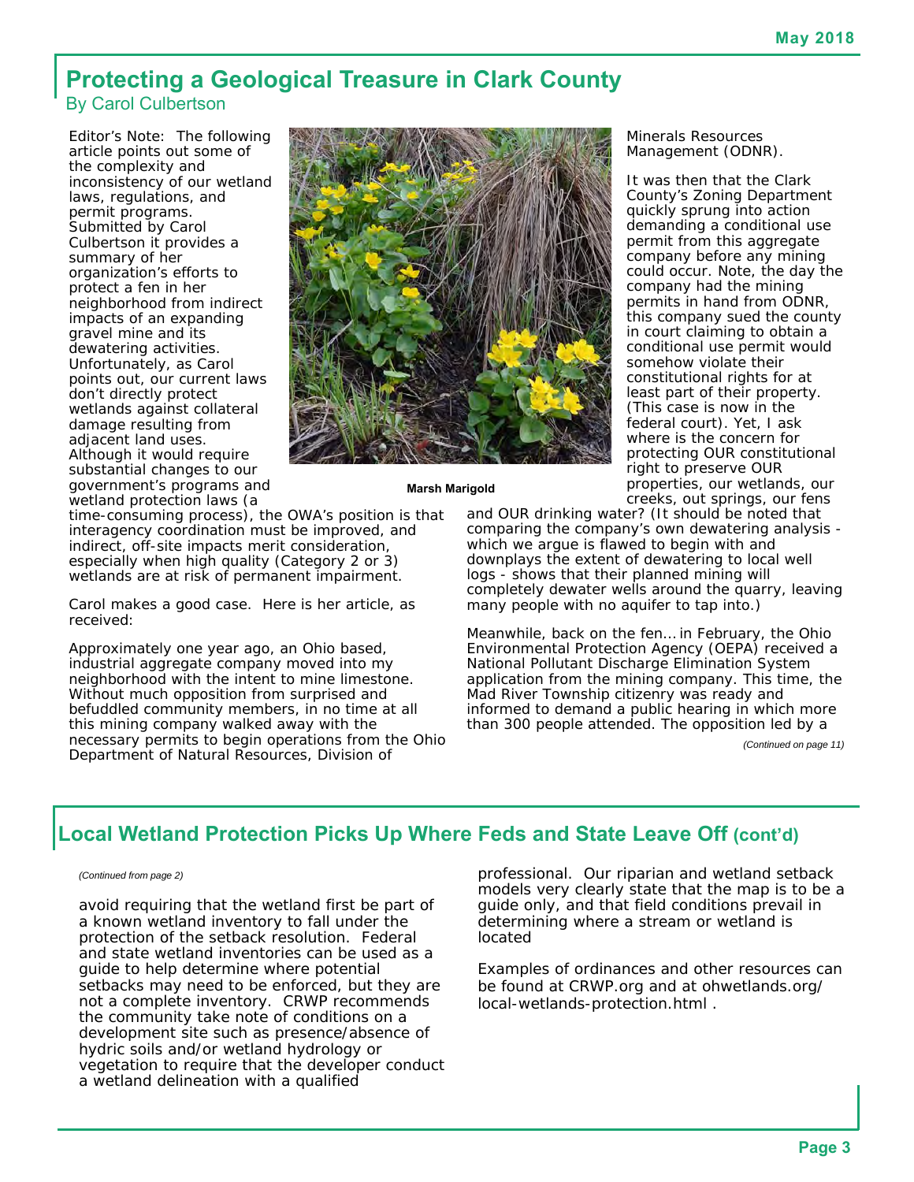## Protecting a Geological Treasure in Clark County

By Carol Culbertson

Editor's Note: The following article points out some of the complexity and inconsistency of our wetland laws, regulations, and permit programs. Submitted by Carol Culbertson it provides a summary of her organization's efforts to protect a fen in her neighborhood from indirect impacts of an expanding gravel mine and its dewatering activities. Unfortunately, as Carol points out, our current laws don't directly protect wetlands against collateral damage resulting from adjacent land uses. Although it would require substantial changes to our government's programs and wetland protection laws (a time-consuming process), the OWA's position is that interagency coordination must be improved, and indirect, off-site impacts merit consideration, especially when high quality (Category 2 or 3) wetlands are at risk of permanent impairment.

Carol makes a good case. Here is her article, as received:

Approximately one year ago, an Ohio based, industrial aggregate company moved into my neighborhood with the intent to mine limestone. Without much opposition from surprised and befuddled community members, in no time at all this mining company walked away with the necessary permits to begin operations from the Ohio Department of Natural Resources, Division of Minerals Resources Management (ODNR).

**Marsh Marigold**

It was then that the Clark County's Zoning Department quickly sprung into action demanding a conditional use permit from this aggregate company before any mining could occur. Note, the day the company had the mining permits in hand from ODNR, this company sued the county in court claiming to obtain a conditional use permit would somehow violate their constitutional rights for at least part of their property. (This case is now in the federal court). Yet, I ask where is the concern for protecting OUR constitutional right to preserve OUR properties, our wetlands, our creeks, out springs, our fens and OUR drinking water? (It should be noted that comparing the company's own dewatering analysis - which we argue is flawed to begin with and downplays the extent of dewatering to local well logs - shows that their planned mining will completely dewater wells around the quarry, leaving many people with no aquifer to tap into.)

Meanwhile, back on the fen... in February, the Ohio Environmental Protection Agency (OEPA) received a National Pollutant Discharge Elimination System application from the mining company. This time, the Mad River Township citizenry was ready and informed to demand a public hearing in which more than 300 people attended. The opposition led by a

*(Continued on page 11)*

## Local Wetland Protection Picks Up Where Feds and State Leave Off (cont'd)

*(Continued from page 2)*

avoid requiring that the wetland first be part of a known wetland inventory to fall under the protection of the setback resolution. Federal and state wetland inventories can be used as a guide to help determine where potential setbacks may need to be enforced, but they are not a complete inventory. CRWP recommends the community take note of conditions on a development site such as presence/absence of hydric soils and/or wetland hydrology or vegetation to require that the developer conduct a wetland delineation with a qualified professional. Our riparian and wetland setback models very clearly state that the map is to be a guide only, and that field conditions prevail in determining where a stream or wetland is located

Examples of ordinances and other resources can be found at CRWP.org and at ohwetlands.org/local-wetlands-protection.html .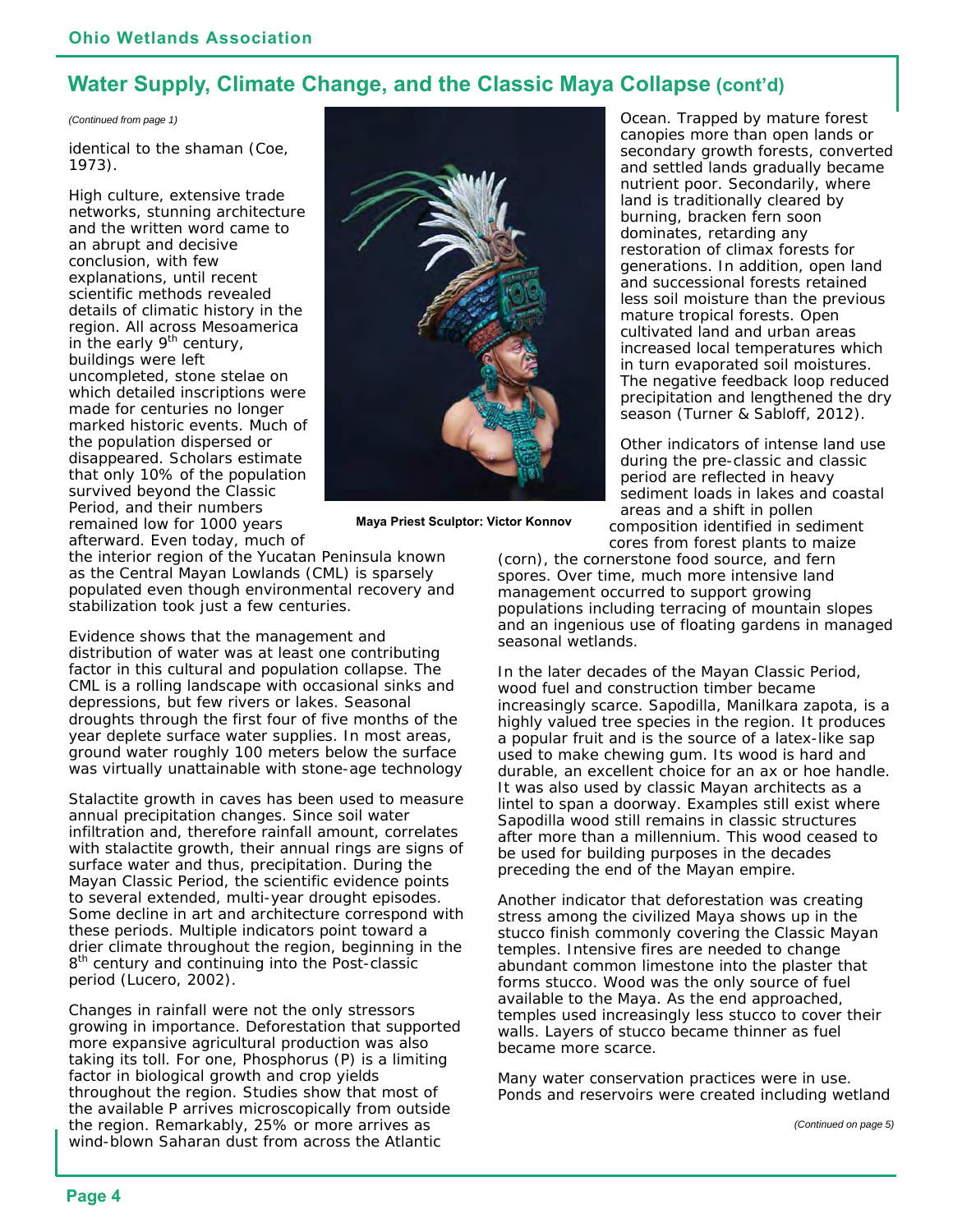## Water Supply, Climate Change, and the Classic Maya Collapse (cont'd)

*(Continued from page 1)*

identical to the shaman (Coe, 1973).

High culture, extensive trade networks, stunning architecture and the written word came to an abrupt and decisive conclusion, with few explanations, until recent scientific methods revealed details of climatic history in the region. All across Mesoamerica in the early 9th century, buildings were left uncompleted, stone stelae on which detailed inscriptions were made for centuries no longer marked historic events. Much of the population dispersed or disappeared. Scholars estimate that only 10% of the population survived beyond the Classic Period, and their numbers remained low for 1000 years afterward. Even today, much of the interior region of the Yucatan Peninsula known as the Central Mayan Lowlands (CML) is sparsely populated even though environmental recovery and stabilization took just a few centuries.

Maya Priest Sculptor: Victor Konnov

Evidence shows that the management and distribution of water was at least one contributing factor in this cultural and population collapse. The CML is a rolling landscape with occasional sinks and depressions, but few rivers or lakes. Seasonal droughts through the first four of five months of the year deplete surface water supplies. In most areas, ground water roughly 100 meters below the surface was virtually unattainable with stone-age technology

Stalactite growth in caves has been used to measure annual precipitation changes. Since soil water infiltration and, therefore rainfall amount, correlates with stalactite growth, their annual rings are signs of surface water and thus, precipitation. During the Mayan Classic Period, the scientific evidence points to several extended, multi-year drought episodes. Some decline in art and architecture correspond with these periods. Multiple indicators point toward a drier climate throughout the region, beginning in the 8th century and continuing into the Post-classic period (Lucero, 2002).

Changes in rainfall were not the only stressors growing in importance. Deforestation that supported more expansive agricultural production was also taking its toll. For one, Phosphorus (P) is a limiting factor in biological growth and crop yields throughout the region. Studies show that most of the available P arrives microscopically from outside the region. Remarkably, 25% or more arrives as wind-blown Saharan dust from across the Atlantic Ocean. Trapped by mature forest canopies more than open lands or secondary growth forests, converted and settled lands gradually became nutrient poor. Secondarily, where land is traditionally cleared by burning, bracken fern soon dominates, retarding any restoration of climax forests for generations. In addition, open land and successional forests retained less soil moisture than the previous mature tropical forests. Open cultivated land and urban areas increased local temperatures which in turn evaporated soil moistures. The negative feedback loop reduced precipitation and lengthened the dry season (Turner & Sabloff, 2012).

Other indicators of intense land use during the pre-classic and classic period are reflected in heavy sediment loads in lakes and coastal areas and a shift in pollen composition identified in sediment cores from forest plants to maize (corn), the cornerstone food source, and fern spores. Over time, much more intensive land management occurred to support growing populations including terracing of mountain slopes and an ingenious use of floating gardens in managed seasonal wetlands.

In the later decades of the Mayan Classic Period, wood fuel and construction timber became increasingly scarce. Sapodilla, *Manilkara zapota*, is a highly valued tree species in the region. It produces a popular fruit and is the source of a latex-like sap used to make chewing gum. Its wood is hard and durable, an excellent choice for an ax or hoe handle. It was also used by classic Mayan architects as a lintel to span a doorway. Examples still exist where Sapodilla wood still remains in classic structures after more than a millennium. This wood ceased to be used for building purposes in the decades preceding the end of the Mayan empire.

Another indicator that deforestation was creating stress among the civilized Maya shows up in the stucco finish commonly covering the Classic Mayan temples. Intensive fires are needed to change abundant common limestone into the plaster that forms stucco. Wood was the only source of fuel available to the Maya. As the end approached, temples used increasingly less stucco to cover their walls. Layers of stucco became thinner as fuel became more scarce.

Many water conservation practices were in use. Ponds and reservoirs were created including wetland

*(Continued on page 5)*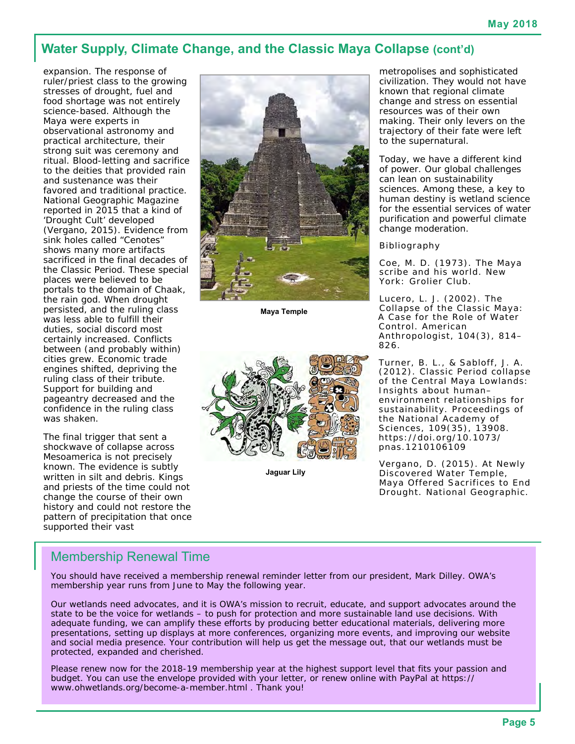## Water Supply, Climate Change, and the Classic Maya Collapse (cont'd)

expansion. The response of ruler/priest class to the growing stresses of drought, fuel and food shortage was not entirely science-based. Although the Maya were experts in observational astronomy and practical architecture, their strong suit was ceremony and ritual. Blood-letting and sacrifice to the deities that provided rain and sustenance was their favored and traditional practice. National Geographic Magazine reported in 2015 that a kind of 'Drought Cult' developed (Vergano, 2015). Evidence from sink holes called "Cenotes" shows many more artifacts sacrificed in the final decades of the Classic Period. These special places were believed to be portals to the domain of Chaak, the rain god. When drought persisted, and the ruling class was less able to fulfill their duties, social discord most certainly increased. Conflicts between (and probably within) cities grew. Economic trade engines shifted, depriving the ruling class of their tribute. Support for building and pageantry decreased and the confidence in the ruling class was shaken.

The final trigger that sent a shockwave of collapse across Mesoamerica is not precisely known. The evidence is subtly written in silt and debris. Kings and priests of the time could not change the course of their own history and could not restore the pattern of precipitation that once supported their vast metropolises and sophisticated civilization. They would not have known that regional climate change and stress on essential resources was of their own making. Their only levers on the trajectory of their fate were left to the supernatural.

Maya Temple

Jaguar Lily

Today, we have a different kind of power. Our global challenges can lean on sustainability sciences. Among these, a key to human destiny is wetland science for the essential services of water purification and powerful climate change moderation.

Bibliography

Coe, M. D. (1973). The Maya scribe and his world. New York: Grolier Club.

Lucero, L. J. (2002). The Collapse of the Classic Maya: A Case for the Role of Water Control. American Anthropologist, 104(3), 814–826.

Turner, B. L., & Sabloff, J. A. (2012). Classic Period collapse of the Central Maya Lowlands: Insights about human–environment relationships for sustainability. Proceedings of the National Academy of Sciences, 109(35), 13908. https://doi.org/10.1073/pnas.1210106109

Vergano, D. (2015). At Newly Discovered Water Temple, Maya Offered Sacrifices to End Drought. National Geographic.

## Membership Renewal Time

You should have received a membership renewal reminder letter from our president, Mark Dilley. OWA's membership year runs from June to May the following year.

Our wetlands need advocates, and it is OWA's mission to recruit, educate, and support advocates around the state to be the voice for wetlands – to push for protection and more sustainable land use decisions. With adequate funding, we can amplify these efforts by producing better educational materials, delivering more presentations, setting up displays at more conferences, organizing more events, and improving our website and social media presence. Your contribution will help us get the message out, that our wetlands must be protected, expanded and cherished.

Please renew now for the 2018-19 membership year at the highest support level that fits your passion and budget. You can use the envelope provided with your letter, or renew online with PayPal at https://www.ohwetlands.org/become-a-member.html . Thank you!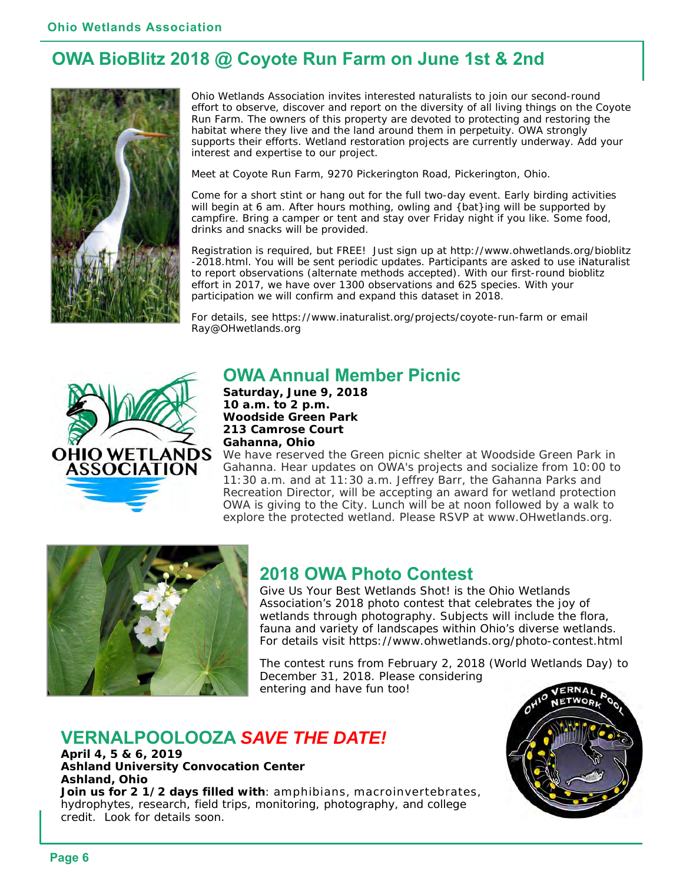## OWA BioBlitz 2018 @ Coyote Run Farm on June 1st & 2nd

Ohio Wetlands Association invites interested naturalists to join our second-round effort to observe, discover and report on the diversity of all living things on the Coyote Run Farm. The owners of this property are devoted to protecting and restoring the habitat where they live and the land around them in perpetuity. OWA strongly supports their efforts. Wetland restoration projects are currently underway. Add your interest and expertise to our project.

Meet at Coyote Run Farm, 9270 Pickerington Road, Pickerington, Ohio.

Come for a short stint or hang out for the full two-day event. Early birding activities will begin at 6 am. After hours mothing, owling and {bat}ing will be supported by campfire. Bring a camper or tent and stay over Friday night if you like. Some food, drinks and snacks will be provided.

Registration is required, but FREE! Just sign up at http://www.ohwetlands.org/bioblitz-2018.html. You will be sent periodic updates. Participants are asked to use iNaturalist to report observations (alternate methods accepted). With our first-round bioblitz effort in 2017, we have over 1300 observations and 625 species. With your participation we will confirm and expand this dataset in 2018.

For details, see https://www.inaturalist.org/projects/coyote-run-farm or email Ray@OHwetlands.org

## OWA Annual Member Picnic

**Saturday, June 9, 2018**
**10 a.m. to 2 p.m.**
**Woodside Green Park**
**213 Camrose Court**
**Gahanna, Ohio**

We have reserved the Green picnic shelter at Woodside Green Park in Gahanna. Hear updates on OWA's projects and socialize from 10:00 to 11:30 a.m. and at 11:30 a.m. Jeffrey Barr, the Gahanna Parks and Recreation Director, will be accepting an award for wetland protection OWA is giving to the City. Lunch will be at noon followed by a walk to explore the protected wetland. Please RSVP at www.OHwetlands.org.

## 2018 OWA Photo Contest

Give Us Your Best Wetlands Shot! is the Ohio Wetlands Association's 2018 photo contest that celebrates the joy of wetlands through photography. Subjects will include the flora, fauna and variety of landscapes within Ohio's diverse wetlands. For details visit https://www.ohwetlands.org/photo-contest.html

The contest runs from February 2, 2018 (World Wetlands Day) to December 31, 2018. Please considering entering and have fun too!

## VERNALPOOLOOZA *SAVE THE DATE!*

**April 4, 5 & 6, 2019**
**Ashland University Convocation Center**
**Ashland, Ohio**
**Join us for 2 1/2 days filled with**: amphibians, macroinvertebrates, hydrophytes, research, field trips, monitoring, photography, and college credit. Look for details soon.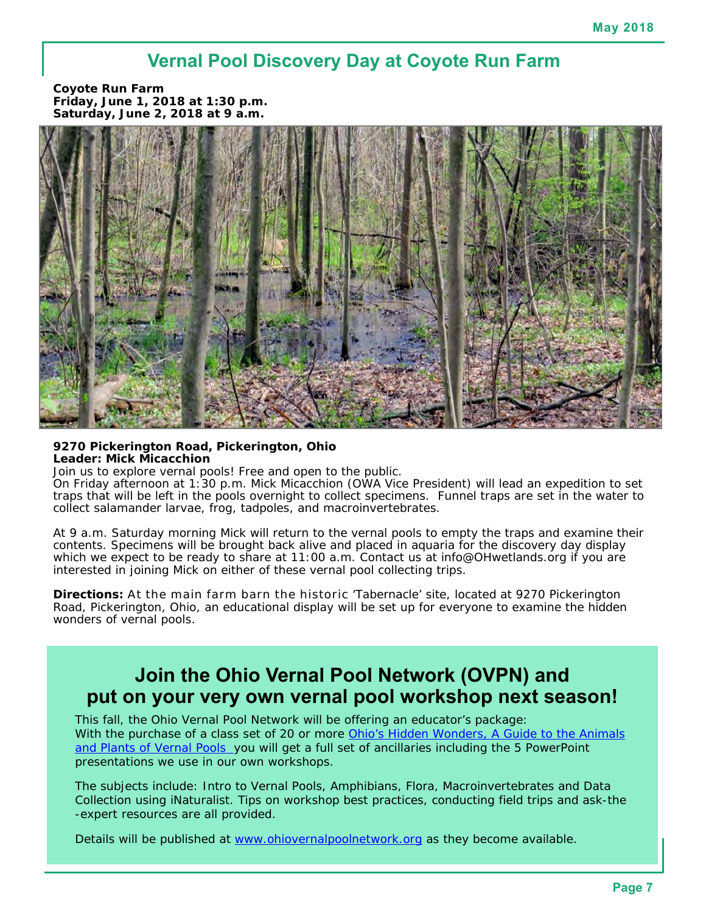# Vernal Pool Discovery Day at Coyote Run Farm

**Coyote Run Farm**
**Friday, June 1, 2018 at 1:30 p.m.**
**Saturday, June 2, 2018 at 9 a.m.**

**9270 Pickerington Road, Pickerington, Ohio**
**Leader: Mick Micacchion**

Join us to explore vernal pools! Free and open to the public.
On Friday afternoon at 1:30 p.m. Mick Micacchion (OWA Vice President) will lead an expedition to set traps that will be left in the pools overnight to collect specimens. Funnel traps are set in the water to collect salamander larvae, frog, tadpoles, and macroinvertebrates.

At 9 a.m. Saturday morning Mick will return to the vernal pools to empty the traps and examine their contents. Specimens will be brought back alive and placed in aquaria for the discovery day display which we expect to be ready to share at 11:00 a.m. Contact us at info@OHwetlands.org if you are interested in joining Mick on either of these vernal pool collecting trips.

**Directions:** At the main farm barn the historic 'Tabernacle' site, located at 9270 Pickerington Road, Pickerington, Ohio, an educational display will be set up for everyone to examine the hidden wonders of vernal pools.

## Join the Ohio Vernal Pool Network (OVPN) and put on your very own vernal pool workshop next season!

This fall, the Ohio Vernal Pool Network will be offering an educator's package:
With the purchase of a class set of 20 or more Ohio's Hidden Wonders, A Guide to the Animals and Plants of Vernal Pools you will get a full set of ancillaries including the 5 PowerPoint presentations we use in our own workshops.

The subjects include: Intro to Vernal Pools, Amphibians, Flora, Macroinvertebrates and Data Collection using iNaturalist. Tips on workshop best practices, conducting field trips and ask-the-expert resources are all provided.

Details will be published at www.ohiovernalpoolnetwork.org as they become available.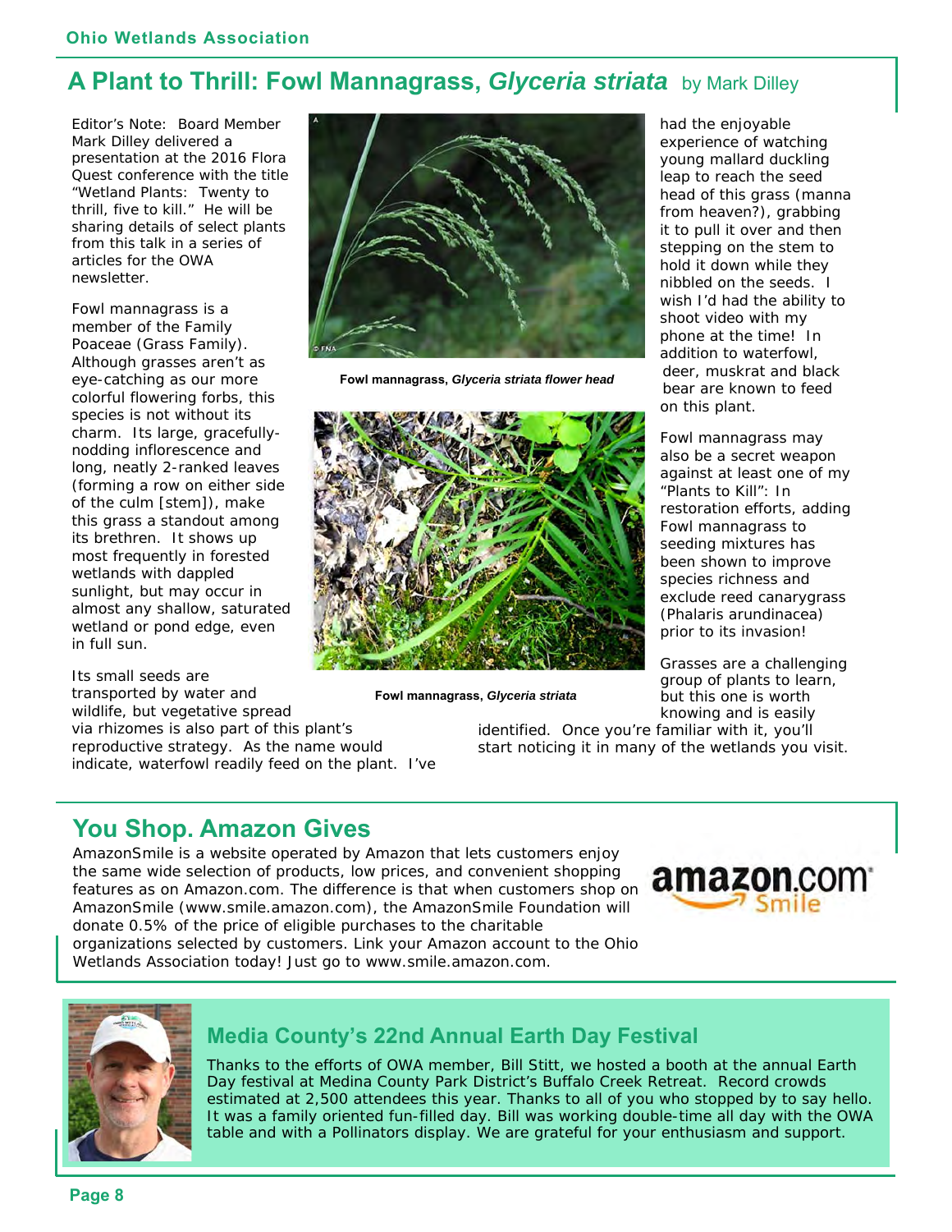## A Plant to Thrill: Fowl Mannagrass, *Glyceria striata* by Mark Dilley

Editor's Note: Board Member Mark Dilley delivered a presentation at the 2016 Flora Quest conference with the title "Wetland Plants: Twenty to thrill, five to kill." He will be sharing details of select plants from this talk in a series of articles for the OWA newsletter.

Fowl mannagrass is a member of the Family Poaceae (Grass Family). Although grasses aren't as eye-catching as our more colorful flowering forbs, this species is not without its charm. Its large, gracefully-nodding inflorescence and long, neatly 2-ranked leaves (forming a row on either side of the culm [stem]), make this grass a standout among its brethren. It shows up most frequently in forested wetlands with dappled sunlight, but may occur in almost any shallow, saturated wetland or pond edge, even in full sun.

Its small seeds are transported by water and wildlife, but vegetative spread via rhizomes is also part of this plant's reproductive strategy. As the name would indicate, waterfowl readily feed on the plant. I've had the enjoyable experience of watching young mallard duckling leap to reach the seed head of this grass (manna from heaven?), grabbing it to pull it over and then stepping on the stem to hold it down while they nibbled on the seeds. I wish I'd had the ability to shoot video with my phone at the time! In addition to waterfowl, deer, muskrat and black bear are known to feed on this plant.

**Fowl mannagrass, *Glyceria striata flower head***

**Fowl mannagrass, *Glyceria striata***

Fowl mannagrass may also be a secret weapon against at least one of my "Plants to Kill": In restoration efforts, adding Fowl mannagrass to seeding mixtures has been shown to improve species richness and exclude reed canarygrass (Phalaris arundinacea) prior to its invasion!

Grasses are a challenging group of plants to learn, but this one is worth knowing and is easily identified. Once you're familiar with it, you'll start noticing it in many of the wetlands you visit.

## You Shop. Amazon Gives

AmazonSmile is a website operated by Amazon that lets customers enjoy the same wide selection of products, low prices, and convenient shopping features as on Amazon.com. The difference is that when customers shop on AmazonSmile (www.smile.amazon.com), the AmazonSmile Foundation will donate 0.5% of the price of eligible purchases to the charitable organizations selected by customers. Link your Amazon account to the Ohio Wetlands Association today! Just go to www.smile.amazon.com.

## Media County's 22nd Annual Earth Day Festival

Thanks to the efforts of OWA member, Bill Stitt, we hosted a booth at the annual Earth Day festival at Medina County Park District's Buffalo Creek Retreat. Record crowds estimated at 2,500 attendees this year. Thanks to all of you who stopped by to say hello. It was a family oriented fun-filled day. Bill was working double-time all day with the OWA table and with a Pollinators display. We are grateful for your enthusiasm and support.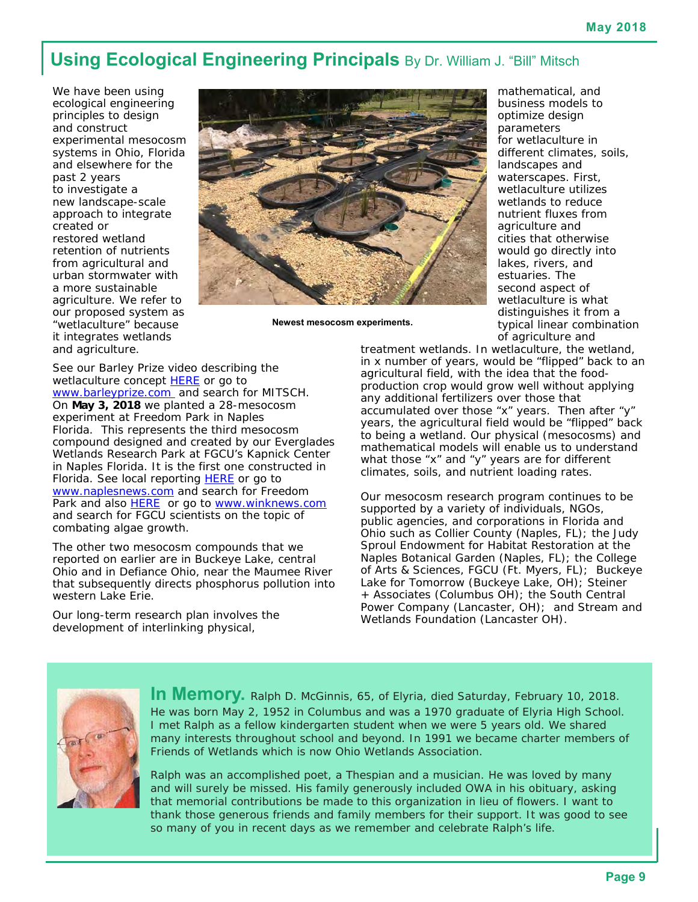## Using Ecological Engineering Principals By Dr. William J. "Bill" Mitsch

We have been using ecological engineering principles to design and construct experimental mesocosm systems in Ohio, Florida and elsewhere for the past 2 years to investigate a new landscape-scale approach to integrate created or restored wetland retention of nutrients from agricultural and urban stormwater with a more sustainable agriculture. We refer to our proposed system as "wetlaculture" because it integrates wetlands and agriculture.

Newest mesocosm experiments.

See our Barley Prize video describing the wetlaculture concept HERE or go to www.barleyprize.com and search for MITSCH. On **May 3, 2018** we planted a 28-mesocosm experiment at Freedom Park in Naples Florida. This represents the third mesocosm compound designed and created by our Everglades Wetlands Research Park at FGCU's Kapnick Center in Naples Florida. It is the first one constructed in Florida. See local reporting HERE or go to www.naplesnews.com and search for Freedom Park and also HERE or go to www.winknews.com and search for FGCU scientists on the topic of combating algae growth.

The other two mesocosm compounds that we reported on earlier are in Buckeye Lake, central Ohio and in Defiance Ohio, near the Maumee River that subsequently directs phosphorus pollution into western Lake Erie.

Our long-term research plan involves the development of interlinking physical, mathematical, and business models to optimize design parameters for wetlaculture in different climates, soils, landscapes and waterscapes. First, wetlaculture utilizes wetlands to reduce nutrient fluxes from agriculture and cities that otherwise would go directly into lakes, rivers, and estuaries. The second aspect of wetlaculture is what distinguishes it from a typical linear combination of agriculture and treatment wetlands. In wetlaculture, the wetland, in x number of years, would be "flipped" back to an agricultural field, with the idea that the food-production crop would grow well without applying any additional fertilizers over those that accumulated over those "x" years. Then after "y" years, the agricultural field would be "flipped" back to being a wetland. Our physical (mesocosms) and mathematical models will enable us to understand what those "x" and "y" years are for different climates, soils, and nutrient loading rates.

Our mesocosm research program continues to be supported by a variety of individuals, NGOs, public agencies, and corporations in Florida and Ohio such as Collier County (Naples, FL); the Judy Sproul Endowment for Habitat Restoration at the Naples Botanical Garden (Naples, FL); the College of Arts & Sciences, FGCU (Ft. Myers, FL); Buckeye Lake for Tomorrow (Buckeye Lake, OH); Steiner + Associates (Columbus OH); the South Central Power Company (Lancaster, OH); and Stream and Wetlands Foundation (Lancaster OH).

---

**In Memory.** Ralph D. McGinnis, 65, of Elyria, died Saturday, February 10, 2018. He was born May 2, 1952 in Columbus and was a 1970 graduate of Elyria High School. I met Ralph as a fellow kindergarten student when we were 5 years old. We shared many interests throughout school and beyond. In 1991 we became charter members of Friends of Wetlands which is now Ohio Wetlands Association.

Ralph was an accomplished poet, a Thespian and a musician. He was loved by many and will surely be missed. His family generously included OWA in his obituary, asking that memorial contributions be made to this organization in lieu of flowers. I want to thank those generous friends and family members for their support. It was good to see so many of you in recent days as we remember and celebrate Ralph's life.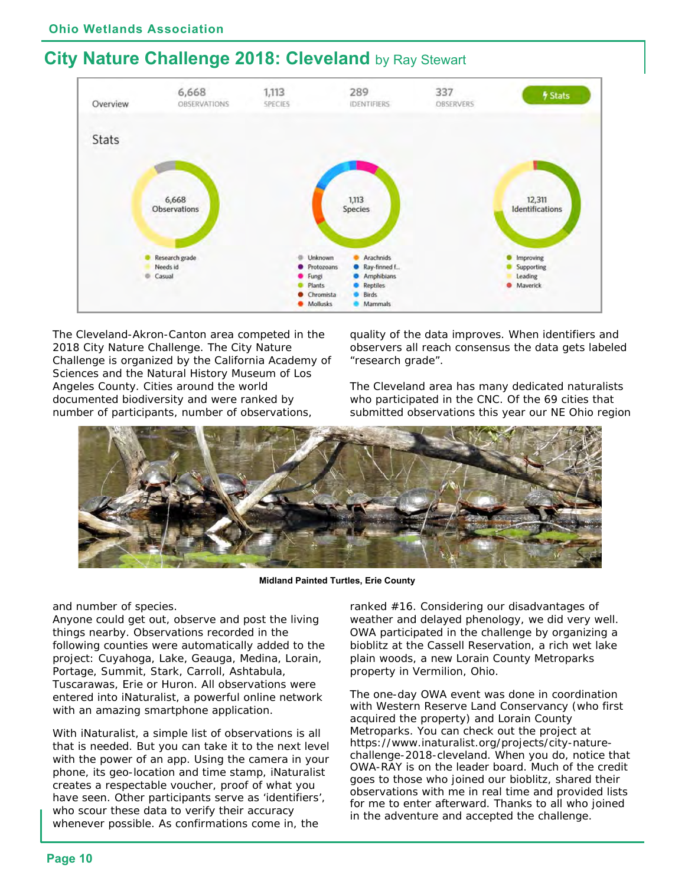## City Nature Challenge 2018: Cleveland by Ray Stewart

Overview: 6,668 OBSERVATIONS | 1,113 SPECIES | 289 IDENTIFIERS | 337 OBSERVERS

Stats

6,668 Observations — Research grade, Needs id, Casual

1,113 Species — Unknown, Protozoans, Fungi, Plants, Chromista, Mollusks, Arachnids, Ray-finned f..., Amphibians, Reptiles, Birds, Mammals

12,311 Identifications — Improving, Supporting, Leading, Maverick

The Cleveland-Akron-Canton area competed in the 2018 City Nature Challenge. The City Nature Challenge is organized by the California Academy of Sciences and the Natural History Museum of Los Angeles County. Cities around the world documented biodiversity and were ranked by number of participants, number of observations, and number of species.

Anyone could get out, observe and post the living things nearby. Observations recorded in the following counties were automatically added to the project: Cuyahoga, Lake, Geauga, Medina, Lorain, Portage, Summit, Stark, Carroll, Ashtabula, Tuscarawas, Erie or Huron. All observations were entered into iNaturalist, a powerful online network with an amazing smartphone application.

With iNaturalist, a simple list of observations is all that is needed. But you can take it to the next level with the power of an app. Using the camera in your phone, its geo-location and time stamp, iNaturalist creates a respectable voucher, proof of what you have seen. Other participants serve as 'identifiers', who scour these data to verify their accuracy whenever possible. As confirmations come in, the quality of the data improves. When identifiers and observers all reach consensus the data gets labeled "research grade".

The Cleveland area has many dedicated naturalists who participated in the CNC. Of the 69 cities that submitted observations this year our NE Ohio region ranked #16. Considering our disadvantages of weather and delayed phenology, we did very well. OWA participated in the challenge by organizing a bioblitz at the Cassell Reservation, a rich wet lake plain woods, a new Lorain County Metroparks property in Vermilion, Ohio.

**Midland Painted Turtles, Erie County**

The one-day OWA event was done in coordination with Western Reserve Land Conservancy (who first acquired the property) and Lorain County Metroparks. You can check out the project at https://www.inaturalist.org/projects/city-nature-challenge-2018-cleveland. When you do, notice that OWA-RAY is on the leader board. Much of the credit goes to those who joined our bioblitz, shared their observations with me in real time and provided lists for me to enter afterward. Thanks to all who joined in the adventure and accepted the challenge.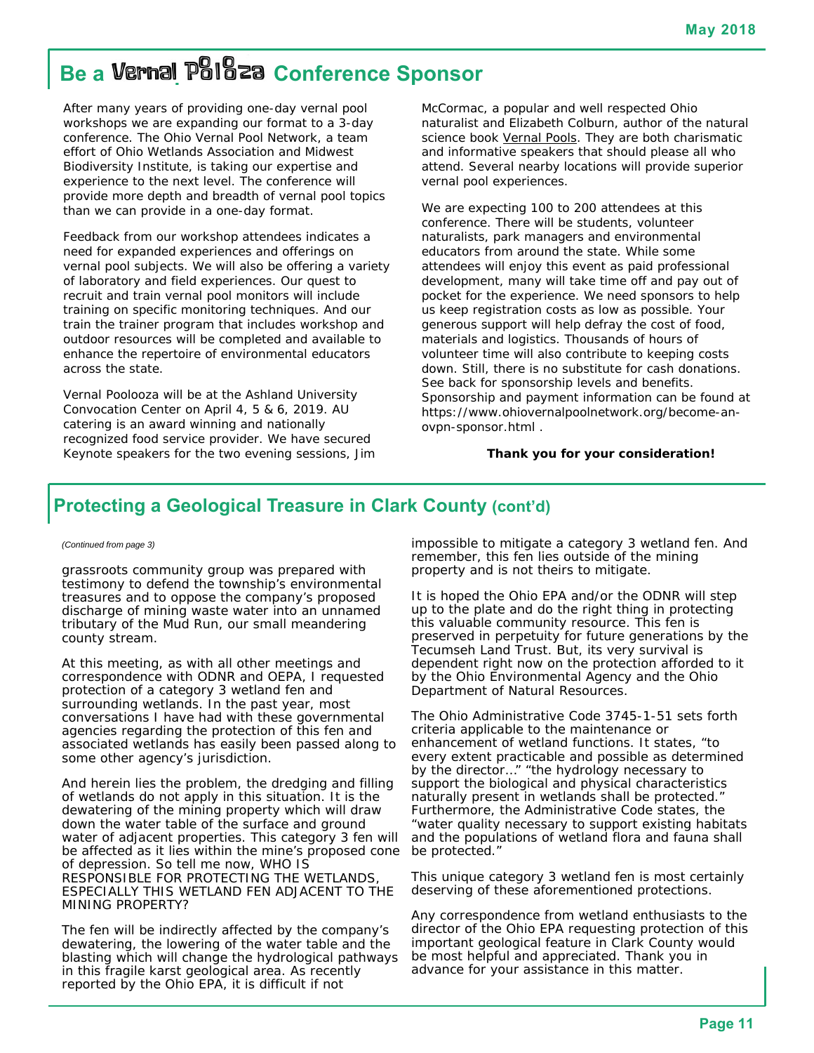## Be a Vernal Poolooza Conference Sponsor

After many years of providing one-day vernal pool workshops we are expanding our format to a 3-day conference. The Ohio Vernal Pool Network, a team effort of Ohio Wetlands Association and Midwest Biodiversity Institute, is taking our expertise and experience to the next level. The conference will provide more depth and breadth of vernal pool topics than we can provide in a one-day format.

Feedback from our workshop attendees indicates a need for expanded experiences and offerings on vernal pool subjects. We will also be offering a variety of laboratory and field experiences. Our quest to recruit and train vernal pool monitors will include training on specific monitoring techniques. And our train the trainer program that includes workshop and outdoor resources will be completed and available to enhance the repertoire of environmental educators across the state.

Vernal Poolooza will be at the Ashland University Convocation Center on April 4, 5 & 6, 2019. AU catering is an award winning and nationally recognized food service provider. We have secured Keynote speakers for the two evening sessions, Jim McCormac, a popular and well respected Ohio naturalist and Elizabeth Colburn, author of the natural science book Vernal Pools. They are both charismatic and informative speakers that should please all who attend. Several nearby locations will provide superior vernal pool experiences.

We are expecting 100 to 200 attendees at this conference. There will be students, volunteer naturalists, park managers and environmental educators from around the state. While some attendees will enjoy this event as paid professional development, many will take time off and pay out of pocket for the experience. We need sponsors to help us keep registration costs as low as possible. Your generous support will help defray the cost of food, materials and logistics. Thousands of hours of volunteer time will also contribute to keeping costs down. Still, there is no substitute for cash donations. See back for sponsorship levels and benefits. Sponsorship and payment information can be found at https://www.ohiovernalpoolnetwork.org/become-an-ovpn-sponsor.html .

**Thank you for your consideration!**

## Protecting a Geological Treasure in Clark County (cont'd)

*(Continued from page 3)*

grassroots community group was prepared with testimony to defend the township's environmental treasures and to oppose the company's proposed discharge of mining waste water into an unnamed tributary of the Mud Run, our small meandering county stream.

At this meeting, as with all other meetings and correspondence with ODNR and OEPA, I requested protection of a category 3 wetland fen and surrounding wetlands. In the past year, most conversations I have had with these governmental agencies regarding the protection of this fen and associated wetlands has easily been passed along to some other agency's jurisdiction.

And herein lies the problem, the dredging and filling of wetlands do not apply in this situation. It is the dewatering of the mining property which will draw down the water table of the surface and ground water of adjacent properties. This category 3 fen will be affected as it lies within the mine's proposed cone of depression. So tell me now, WHO IS RESPONSIBLE FOR PROTECTING THE WETLANDS, ESPECIALLY THIS WETLAND FEN ADJACENT TO THE MINING PROPERTY?

The fen will be indirectly affected by the company's dewatering, the lowering of the water table and the blasting which will change the hydrological pathways in this fragile karst geological area. As recently reported by the Ohio EPA, it is difficult if not impossible to mitigate a category 3 wetland fen. And remember, this fen lies outside of the mining property and is not theirs to mitigate.

It is hoped the Ohio EPA and/or the ODNR will step up to the plate and do the right thing in protecting this valuable community resource. This fen is preserved in perpetuity for future generations by the Tecumseh Land Trust. But, its very survival is dependent right now on the protection afforded to it by the Ohio Environmental Agency and the Ohio Department of Natural Resources.

The Ohio Administrative Code 3745-1-51 sets forth criteria applicable to the maintenance or enhancement of wetland functions. It states, "to every extent practicable and possible as determined by the director…" "the hydrology necessary to support the biological and physical characteristics naturally present in wetlands shall be protected." Furthermore, the Administrative Code states, the "water quality necessary to support existing habitats and the populations of wetland flora and fauna shall be protected."

This unique category 3 wetland fen is most certainly deserving of these aforementioned protections.

Any correspondence from wetland enthusiasts to the director of the Ohio EPA requesting protection of this important geological feature in Clark County would be most helpful and appreciated. Thank you in advance for your assistance in this matter.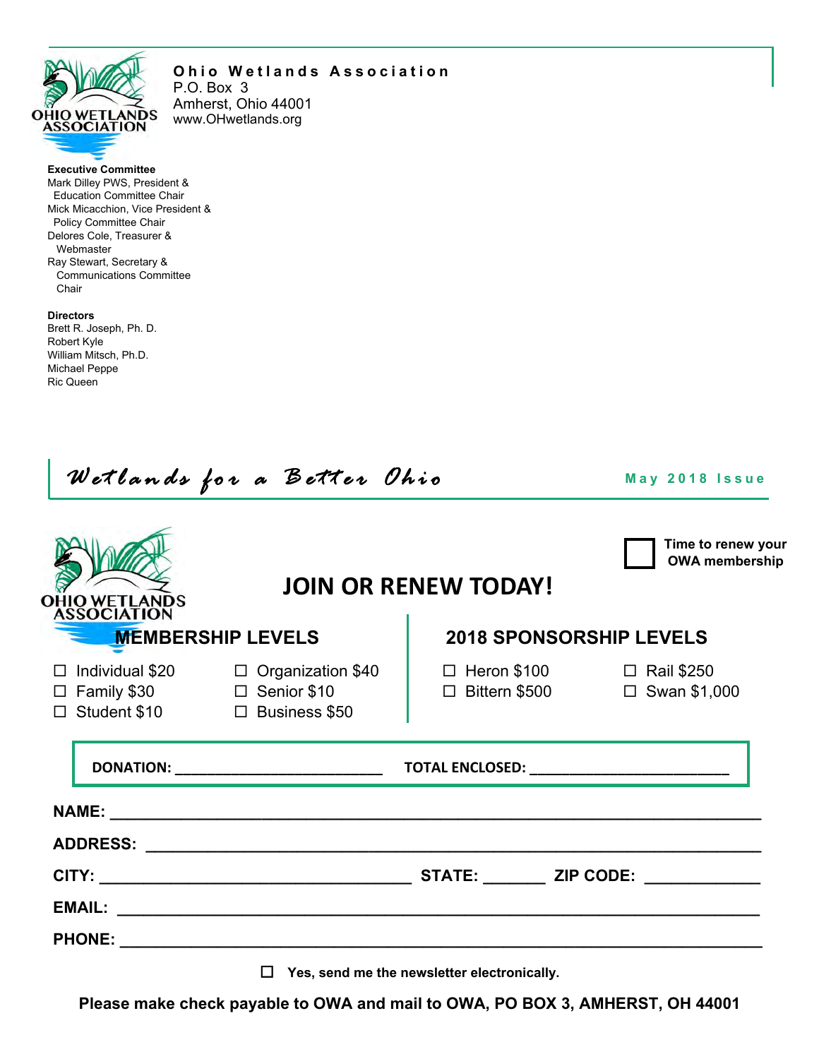OHIO WETLANDS ASSOCIATION

**Ohio Wetlands Association**
P.O. Box 3
Amherst, Ohio 44001
www.OHwetlands.org

**Executive Committee**
Mark Dilley PWS, President & Education Committee Chair
Mick Micacchion, Vice President & Policy Committee Chair
Delores Cole, Treasurer & Webmaster
Ray Stewart, Secretary & Communications Committee Chair

**Directors**
Brett R. Joseph, Ph. D.
Robert Kyle
William Mitsch, Ph.D.
Michael Peppe
Ric Queen

*Wetlands for a Better Ohio*

May 2018 Issue

OHIO WETLANDS ASSOCIATION

☐ **Time to renew your OWA membership**

## JOIN OR RENEW TODAY!

### MEMBERSHIP LEVELS

- ☐ Individual $20
- ☐ Family $30
- ☐ Student $10
- ☐ Organization $40
- ☐ Senior $10
- ☐ Business $50

### 2018 SPONSORSHIP LEVELS

- ☐ Heron $100
- ☐ Bittern $500
- ☐ Rail $250
- ☐ Swan $1,000

**DONATION:** ___________________________ **TOTAL ENCLOSED:** __________________________

**NAME:** ______________________________________________________________________

**ADDRESS:** ____________________________________________________________________

**CITY:** ___________________________________ **STATE:** _______ **ZIP CODE:** _____________

**EMAIL:** ______________________________________________________________________

**PHONE:** ______________________________________________________________________

☐ **Yes, send me the newsletter electronically.**

**Please make check payable to OWA and mail to OWA, PO BOX 3, AMHERST, OH 44001**